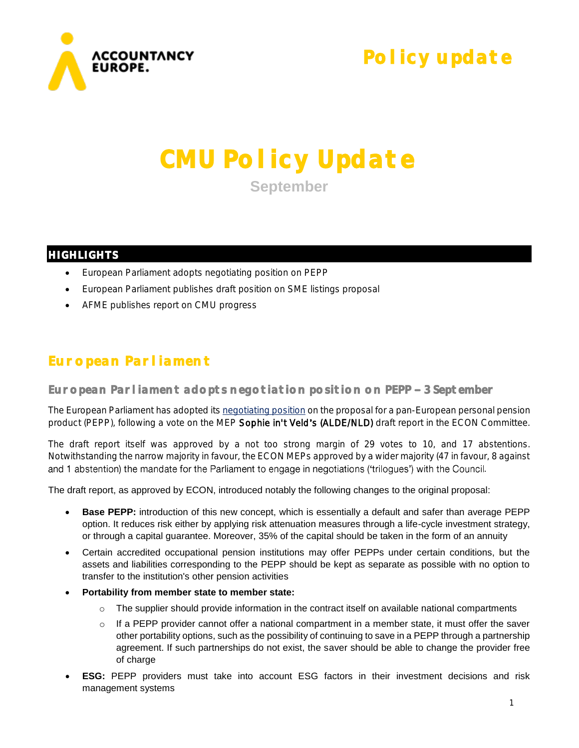Policy update

# CMU Policy Update

September

## HIGHLIGHTS

- European Parliament adopts negotiating position on PEPP
- European Parliament publishes draft position on SME listings proposal
- AFME publishes report on CMU progress

## European Parliament

### European Parliament adopts negotiation position on PEPP – 3 September

The European Parliament has adopted its negotiating position on the proposal for a pan-European personal pension product (PEPP), following a vote on the MEP Sophie in't Veld's (ALDE/NLD) draft report in the ECON Committee.

The draft report itself was approved by a not too strong margin of 29 votes to 10, and 17 abstentions. Notwithstanding the narrow majority in favour, the ECON MEPs approved by a wider majority (47 in favour, 8 against and 1 abstention) the mandate for the Parliament to engage in negotiations ('trilogues') with the Council.

The draft report, as approved by ECON, introduced notably the following changes to the original proposal:

- **Base PEPP:** introduction of this new concept, which is essentially a default and safer than average PEPP option. It reduces risk either by applying risk attenuation measures through a life-cycle investment strategy, or through a capital guarantee. Moreover, 35% of the capital should be taken in the form of an annuity
- Certain accredited occupational pension institutions may offer PEPPs under certain conditions, but the assets and liabilities corresponding to the PEPP should be kept as separate as possible with no option to transfer to the institution's other pension activities
- **Portability from member state to member state:**
    - The supplier should provide information in the contract itself on available national compartments
    - If a PEPP provider cannot offer a national compartment in a member state, it must offer the saver other portability options, such as the possibility of continuing to save in a PEPP through a partnership agreement. If such partnerships do not exist, the saver should be able to change the provider free of charge
- **ESG:** PEPP providers must take into account ESG factors in their investment decisions and risk management systems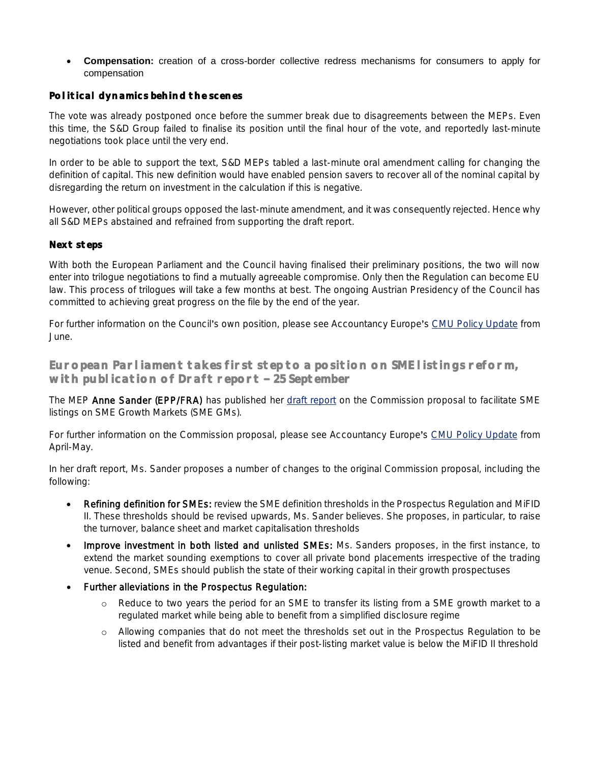- **Compensation:** creation of a cross-border collective redress mechanisms for consumers to apply for compensation

### Political dynamics behind the scenes

The vote was already postponed once before the summer break due to disagreements between the MEPs. Even this time, the S&D Group failed to finalise its position until the final hour of the vote, and reportedly last-minute negotiations took place until the very end.

In order to be able to support the text, S&D MEPs tabled a last-minute oral amendment calling for changing the definition of capital. This new definition would have enabled pension savers to recover all of the nominal capital by disregarding the return on investment in the calculation if this is negative.

However, other political groups opposed the last-minute amendment, and it was consequently rejected. Hence why all S&D MEPs abstained and refrained from supporting the draft report.

### Next steps

With both the European Parliament and the Council having finalised their preliminary positions, the two will now enter into trilogue negotiations to find a mutually agreeable compromise. Only then the Regulation can become EU law. This process of trilogues will take a few months at best. The ongoing Austrian Presidency of the Council has committed to achieving great progress on the file by the end of the year.

For further information on the Council's own position, please see Accountancy Europe's [CMU Policy Update](#) from June.

## European Parliament takes first step to a position on SME listings reform, with publication of Draft report – 25 September

The MEP **Anne Sander (EPP/FRA)** has published her [draft report](#) on the Commission proposal to facilitate SME listings on SME Growth Markets (SME GMs).

For further information on the Commission proposal, please see Accountancy Europe's [CMU Policy Update](#) from April-May.

In her draft report, Ms. Sander proposes a number of changes to the original Commission proposal, including the following:

- **Refining definition for SMEs:** review the SME definition thresholds in the Prospectus Regulation and MiFID II. These thresholds should be revised upwards, Ms. Sander believes. She proposes, in particular, to raise the turnover, balance sheet and market capitalisation thresholds
- **Improve investment in both listed and unlisted SMEs:** Ms. Sanders proposes, in the first instance, to extend the market sounding exemptions to cover all private bond placements irrespective of the trading venue. Second, SMEs should publish the state of their working capital in their growth prospectuses
- **Further alleviations in the Prospectus Regulation:**
  - Reduce to two years the period for an SME to transfer its listing from a SME growth market to a regulated market while being able to benefit from a simplified disclosure regime
  - Allowing companies that do not meet the thresholds set out in the Prospectus Regulation to be listed and benefit from advantages if their post-listing market value is below the MiFID II threshold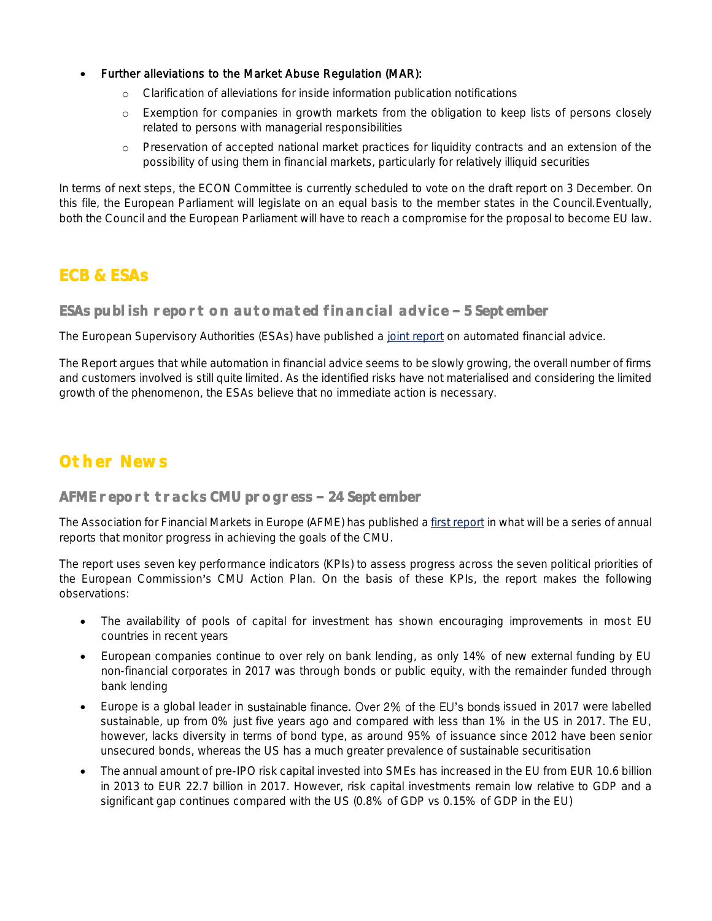- Further alleviations to the Market Abuse Regulation (MAR):
  - Clarification of alleviations for inside information publication notifications
  - Exemption for companies in growth markets from the obligation to keep lists of persons closely related to persons with managerial responsibilities
  - Preservation of accepted national market practices for liquidity contracts and an extension of the possibility of using them in financial markets, particularly for relatively illiquid securities

In terms of next steps, the ECON Committee is currently scheduled to vote on the draft report on 3 December. On this file, the European Parliament will legislate on an equal basis to the member states in the Council.Eventually, both the Council and the European Parliament will have to reach a compromise for the proposal to become EU law.

## ECB & ESAs

### ESAs publish report on automated financial advice – 5 September

The European Supervisory Authorities (ESAs) have published a joint report on automated financial advice.

The Report argues that while automation in financial advice seems to be slowly growing, the overall number of firms and customers involved is still quite limited. As the identified risks have not materialised and considering the limited growth of the phenomenon, the ESAs believe that no immediate action is necessary.

## Other News

### AFME report tracks CMU progress – 24 September

The Association for Financial Markets in Europe (AFME) has published a first report in what will be a series of annual reports that monitor progress in achieving the goals of the CMU.

The report uses seven key performance indicators (KPIs) to assess progress across the seven political priorities of the European Commission's CMU Action Plan. On the basis of these KPIs, the report makes the following observations:

- The availability of pools of capital for investment has shown encouraging improvements in most EU countries in recent years
- European companies continue to over rely on bank lending, as only 14% of new external funding by EU non-financial corporates in 2017 was through bonds or public equity, with the remainder funded through bank lending
- Europe is a global leader in sustainable finance. Over 2% of the EU's bonds issued in 2017 were labelled sustainable, up from 0% just five years ago and compared with less than 1% in the US in 2017. The EU, however, lacks diversity in terms of bond type, as around 95% of issuance since 2012 have been senior unsecured bonds, whereas the US has a much greater prevalence of sustainable securitisation
- The annual amount of pre-IPO risk capital invested into SMEs has increased in the EU from EUR 10.6 billion in 2013 to EUR 22.7 billion in 2017. However, risk capital investments remain low relative to GDP and a significant gap continues compared with the US (0.8% of GDP vs 0.15% of GDP in the EU)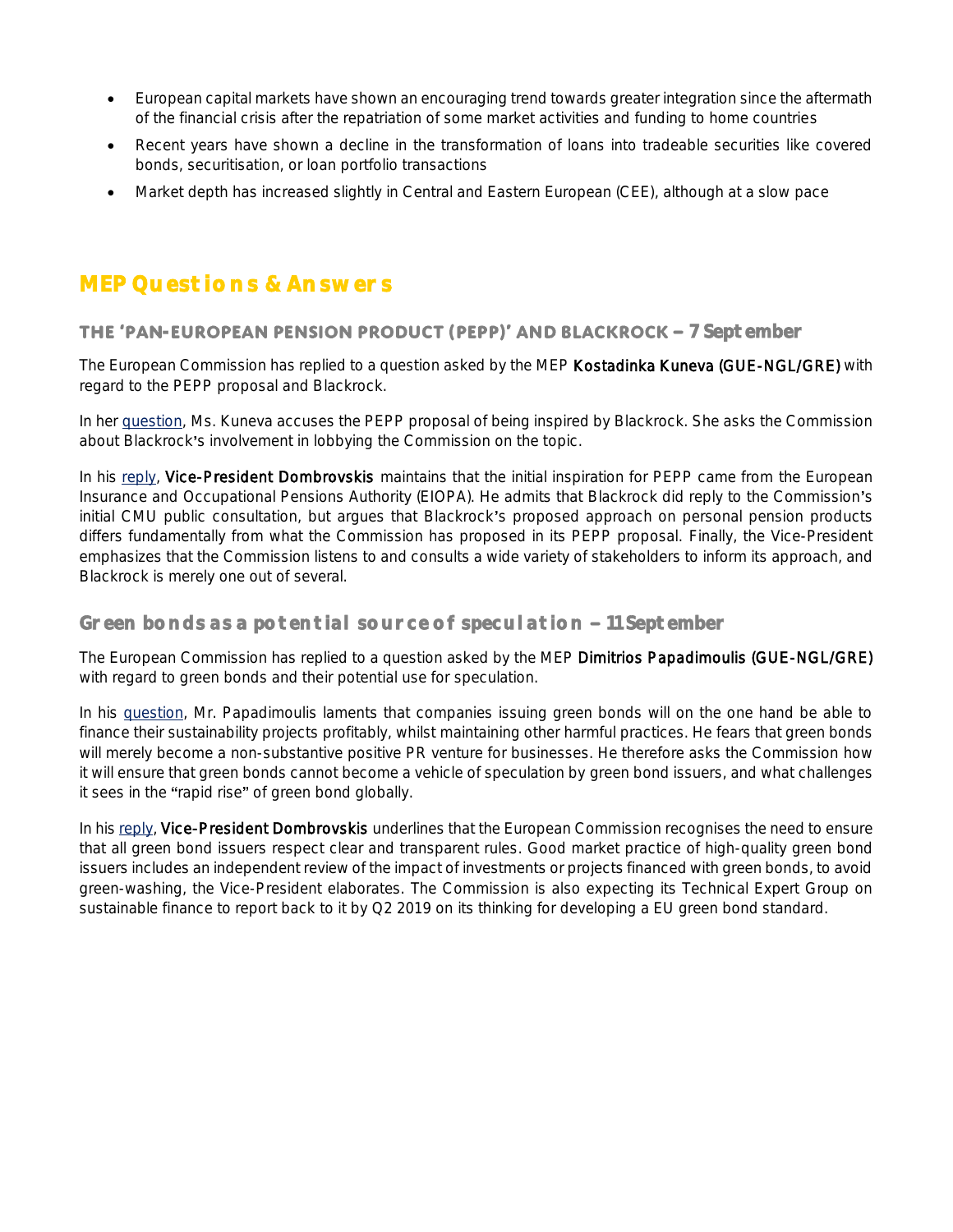- European capital markets have shown an encouraging trend towards greater integration since the aftermath of the financial crisis after the repatriation of some market activities and funding to home countries
- Recent years have shown a decline in the transformation of loans into tradeable securities like covered bonds, securitisation, or loan portfolio transactions
- Market depth has increased slightly in Central and Eastern European (CEE), although at a slow pace

## MEP Questions & Answers

### THE 'PAN-EUROPEAN PENSION PRODUCT (PEPP)' AND BLACKROCK – 7 September

The European Commission has replied to a question asked by the MEP **Kostadinka Kuneva (GUE-NGL/GRE)** with regard to the PEPP proposal and Blackrock.

In her question, Ms. Kuneva accuses the PEPP proposal of being inspired by Blackrock. She asks the Commission about Blackrock's involvement in lobbying the Commission on the topic.

In his reply, **Vice-President Dombrovskis** maintains that the initial inspiration for PEPP came from the European Insurance and Occupational Pensions Authority (EIOPA). He admits that Blackrock did reply to the Commission's initial CMU public consultation, but argues that Blackrock's proposed approach on personal pension products differs fundamentally from what the Commission has proposed in its PEPP proposal. Finally, the Vice-President emphasizes that the Commission listens to and consults a wide variety of stakeholders to inform its approach, and Blackrock is merely one out of several.

### Green bonds as a potential source of speculation – 11 September

The European Commission has replied to a question asked by the MEP **Dimitrios Papadimoulis (GUE-NGL/GRE)** with regard to green bonds and their potential use for speculation.

In his question, Mr. Papadimoulis laments that companies issuing green bonds will on the one hand be able to finance their sustainability projects profitably, whilst maintaining other harmful practices. He fears that green bonds will merely become a non-substantive positive PR venture for businesses. He therefore asks the Commission how it will ensure that green bonds cannot become a vehicle of speculation by green bond issuers, and what challenges it sees in the "rapid rise" of green bond globally.

In his reply, **Vice-President Dombrovskis** underlines that the European Commission recognises the need to ensure that all green bond issuers respect clear and transparent rules. Good market practice of high-quality green bond issuers includes an independent review of the impact of investments or projects financed with green bonds, to avoid green-washing, the Vice-President elaborates. The Commission is also expecting its Technical Expert Group on sustainable finance to report back to it by Q2 2019 on its thinking for developing a EU green bond standard.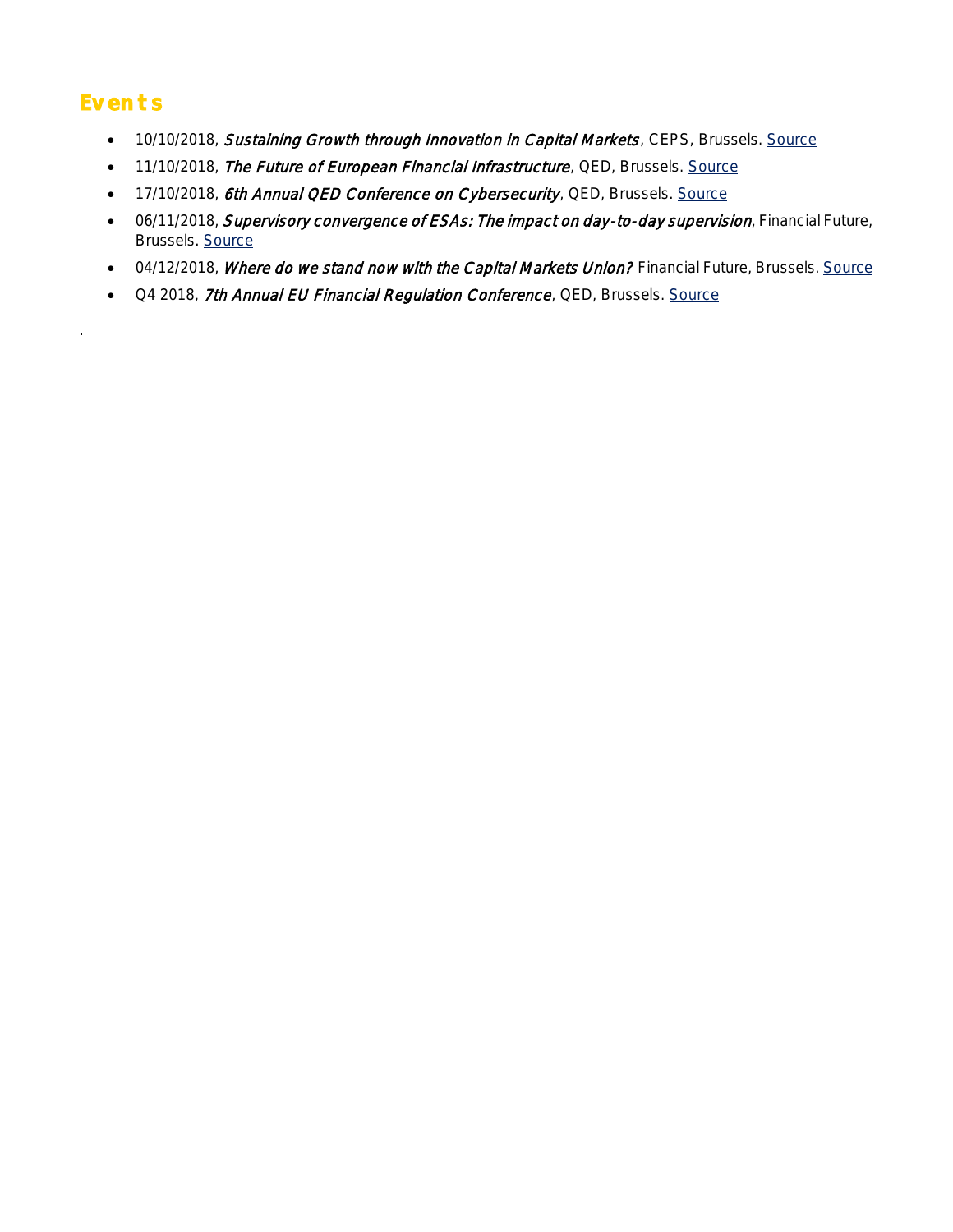## Events

- 10/10/2018, *Sustaining Growth through Innovation in Capital Markets*, CEPS, Brussels. Source
- 11/10/2018, *The Future of European Financial Infrastructure*, QED, Brussels. Source
- 17/10/2018, *6th Annual QED Conference on Cybersecurity*, QED, Brussels. Source
- 06/11/2018, *Supervisory convergence of ESAs: The impact on day-to-day supervision*, Financial Future, Brussels. Source
- 04/12/2018, *Where do we stand now with the Capital Markets Union?* Financial Future, Brussels. Source
- Q4 2018, *7th Annual EU Financial Regulation Conference*, QED, Brussels. Source

.